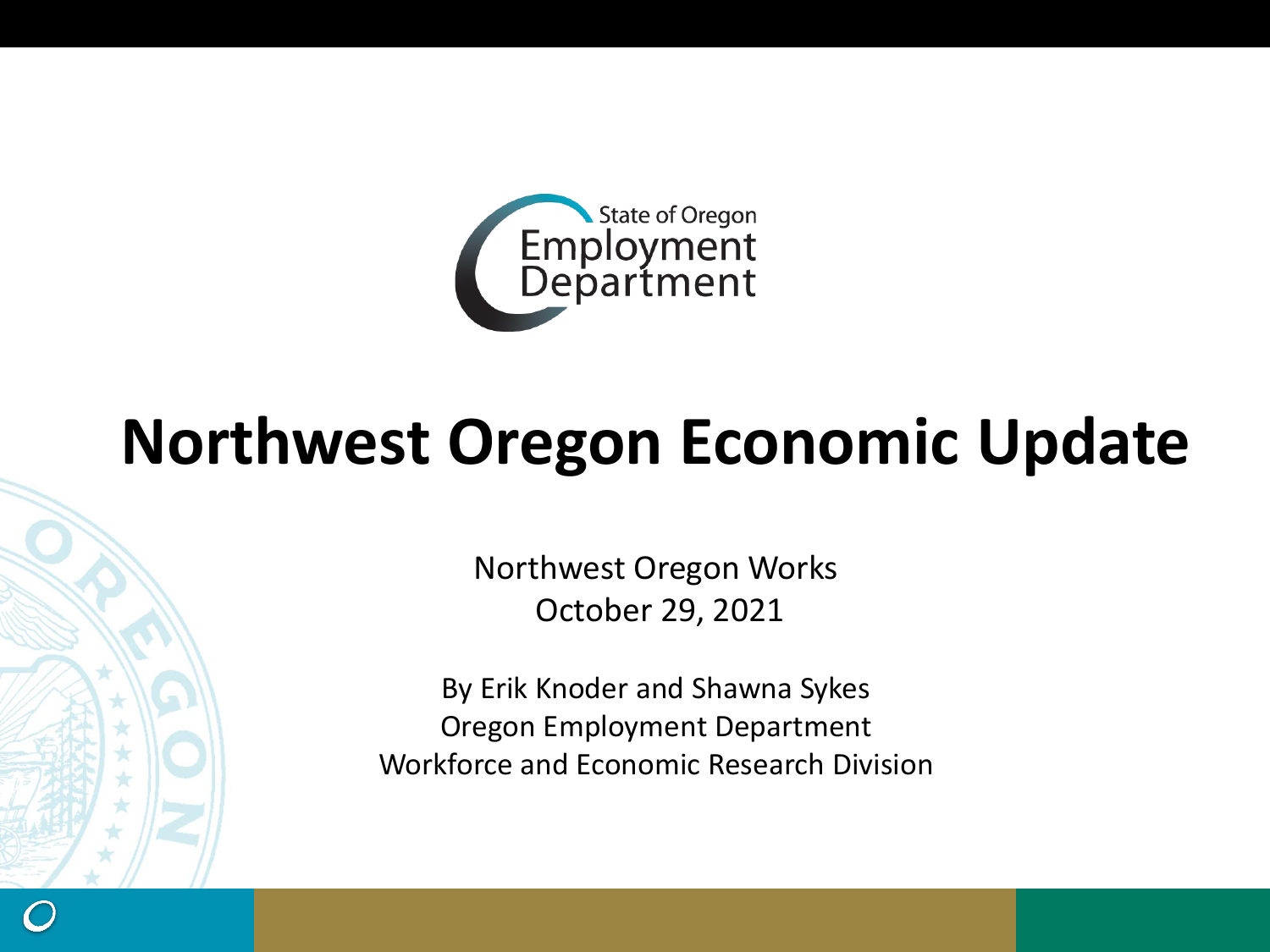State of Oregon Employment Department

# Northwest Oregon Economic Update

Northwest Oregon Works
October 29, 2021

By Erik Knoder and Shawna Sykes
Oregon Employment Department
Workforce and Economic Research Division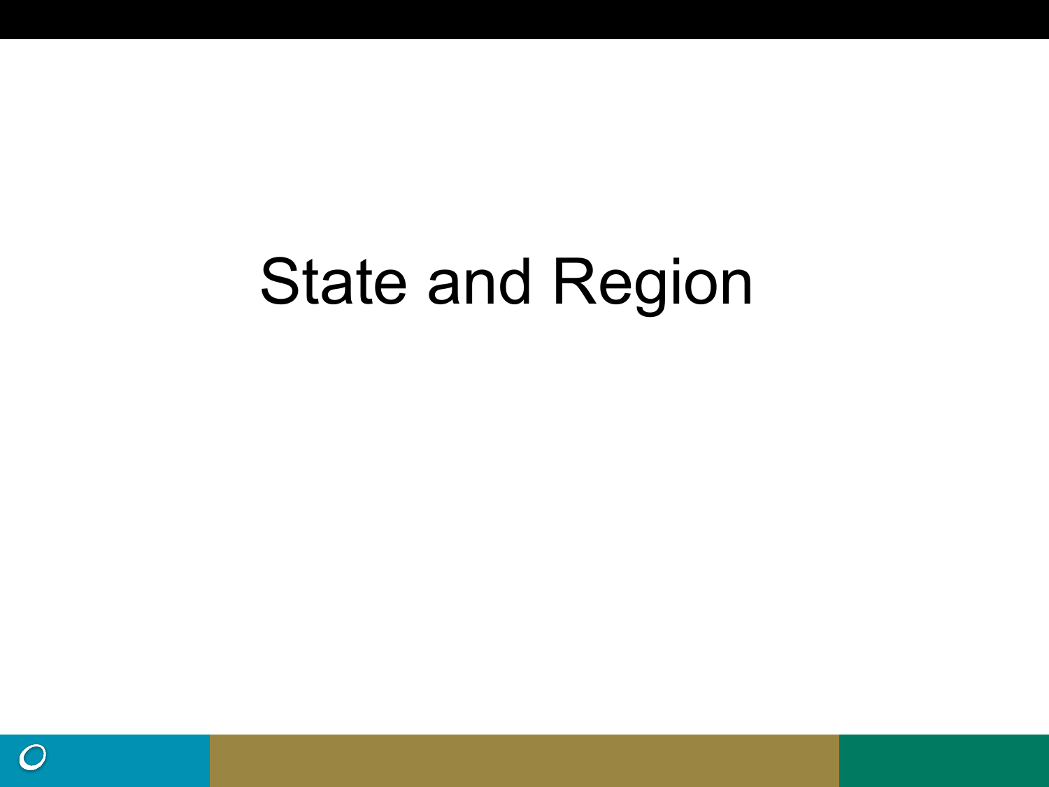# State and Region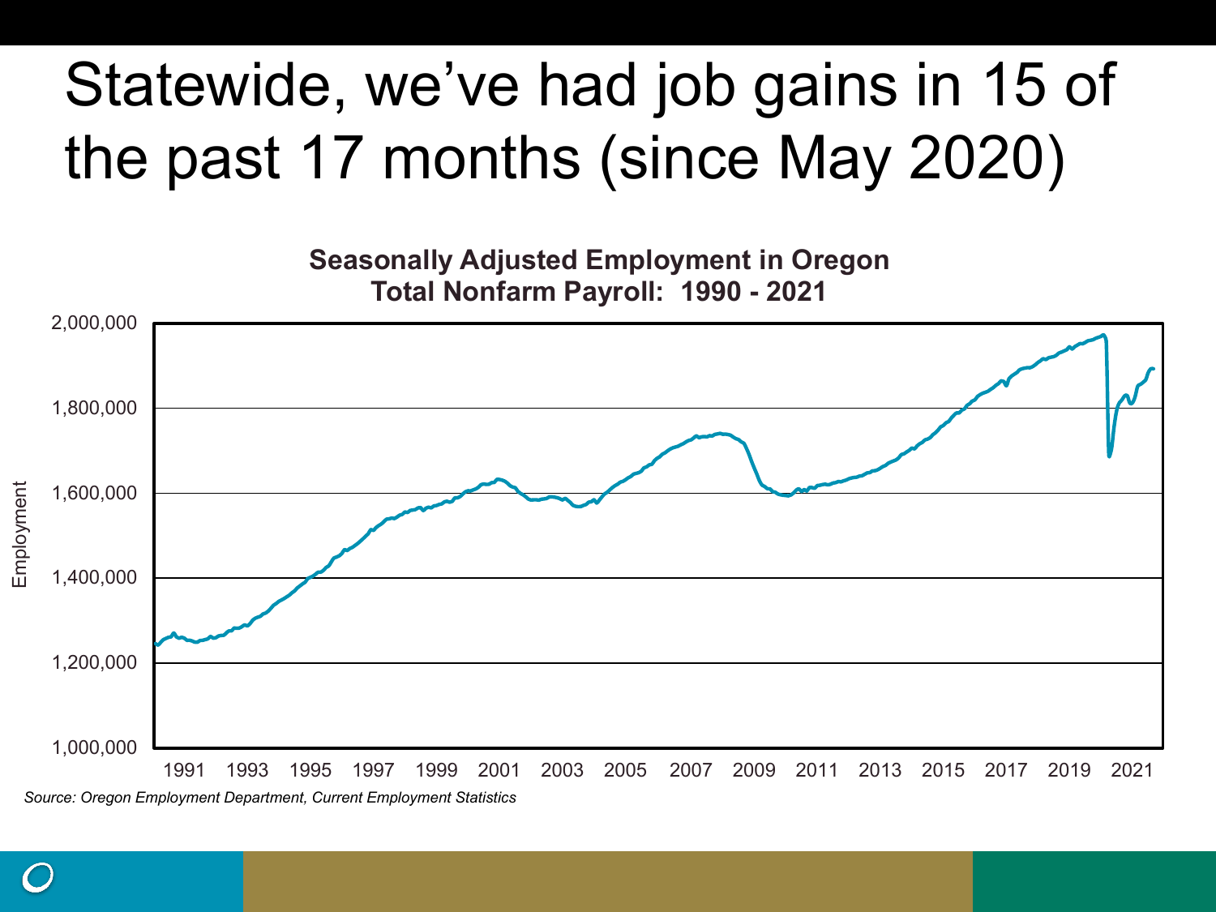# Statewide, we've had job gains in 15 of the past 17 months (since May 2020)

**Seasonally Adjusted Employment in Oregon**
**Total Nonfarm Payroll: 1990 - 2021**

*Source: Oregon Employment Department, Current Employment Statistics*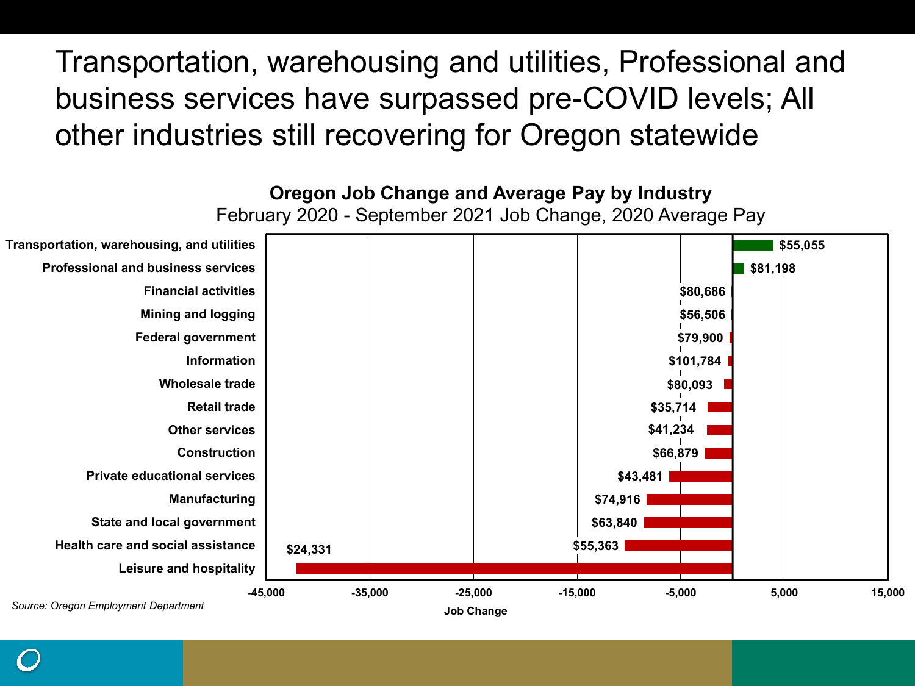# Transportation, warehousing and utilities, Professional and business services have surpassed pre-COVID levels; All other industries still recovering for Oregon statewide

**Oregon Job Change and Average Pay by Industry**

February 2020 - September 2021 Job Change, 2020 Average Pay

| Industry | 2020 Average Pay |
|---|---|
| Transportation, warehousing, and utilities | $55,055 |
| Professional and business services | $81,198 |
| Financial activities | $80,686 |
| Mining and logging | $56,506 |
| Federal government | $79,900 |
| Information | $101,784 |
| Wholesale trade | $80,093 |
| Retail trade | $35,714 |
| Other services | $41,234 |
| Construction | $66,879 |
| Private educational services | $43,481 |
| Manufacturing | $74,916 |
| State and local government | $63,840 |
| Health care and social assistance | $55,363 |
| Leisure and hospitality | $24,331 |

Job Change (axis: -45,000 to 15,000)

*Source: Oregon Employment Department*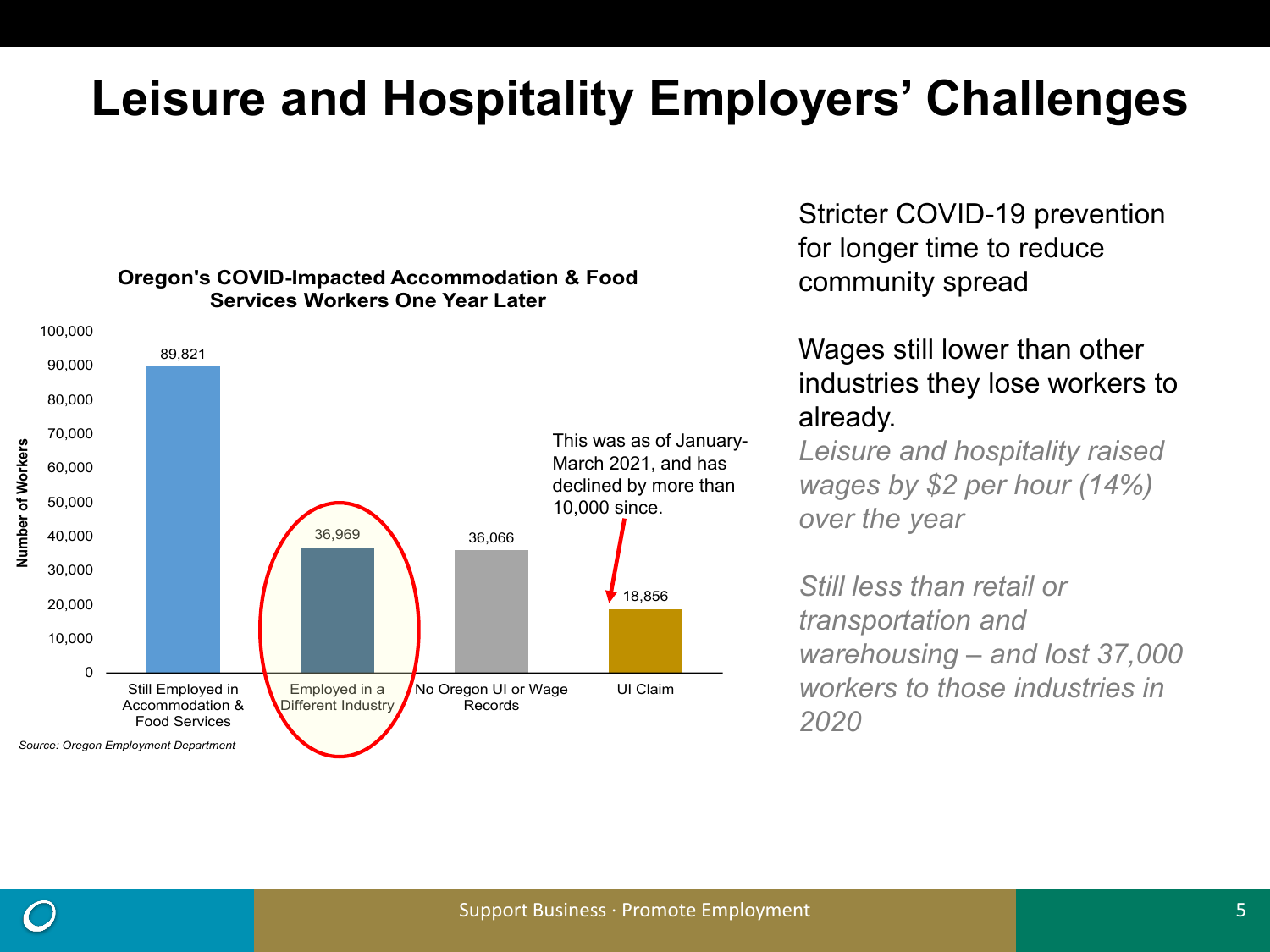# Leisure and Hospitality Employers' Challenges

**Oregon's COVID-Impacted Accommodation & Food Services Workers One Year Later**

| Category | Number of Workers |
|---|---|
| Still Employed in Accommodation & Food Services | 89,821 |
| Employed in a Different Industry | 36,969 |
| No Oregon UI or Wage Records | 36,066 |
| UI Claim | 18,856 |

This was as of January-March 2021, and has declined by more than 10,000 since.

*Source: Oregon Employment Department*

Stricter COVID-19 prevention for longer time to reduce community spread

Wages still lower than other industries they lose workers to already.

*Leisure and hospitality raised wages by $2 per hour (14%) over the year*

*Still less than retail or transportation and warehousing – and lost 37,000 workers to those industries in 2020*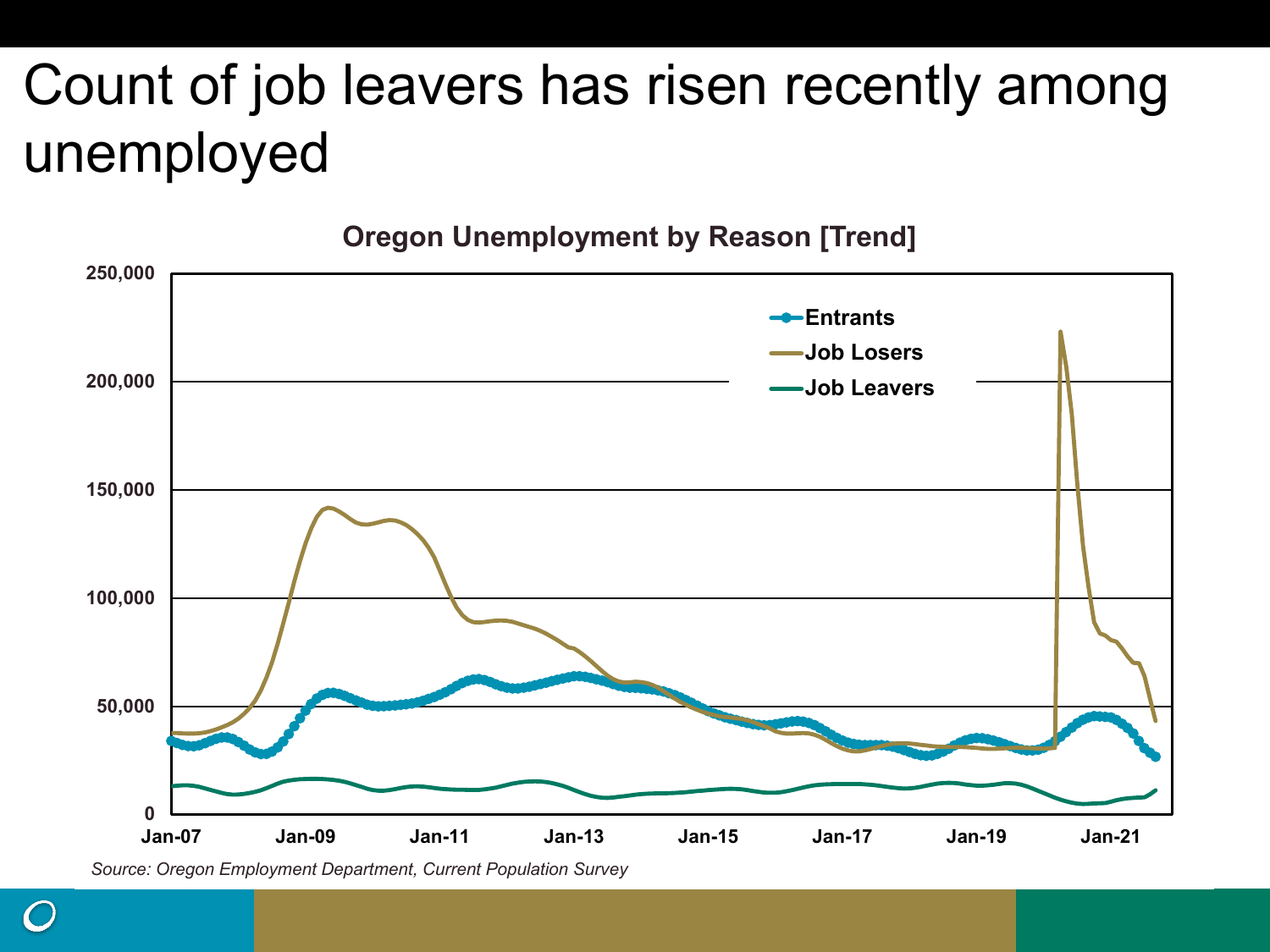# Count of job leavers has risen recently among unemployed

**Oregon Unemployment by Reason [Trend]**

*Source: Oregon Employment Department, Current Population Survey*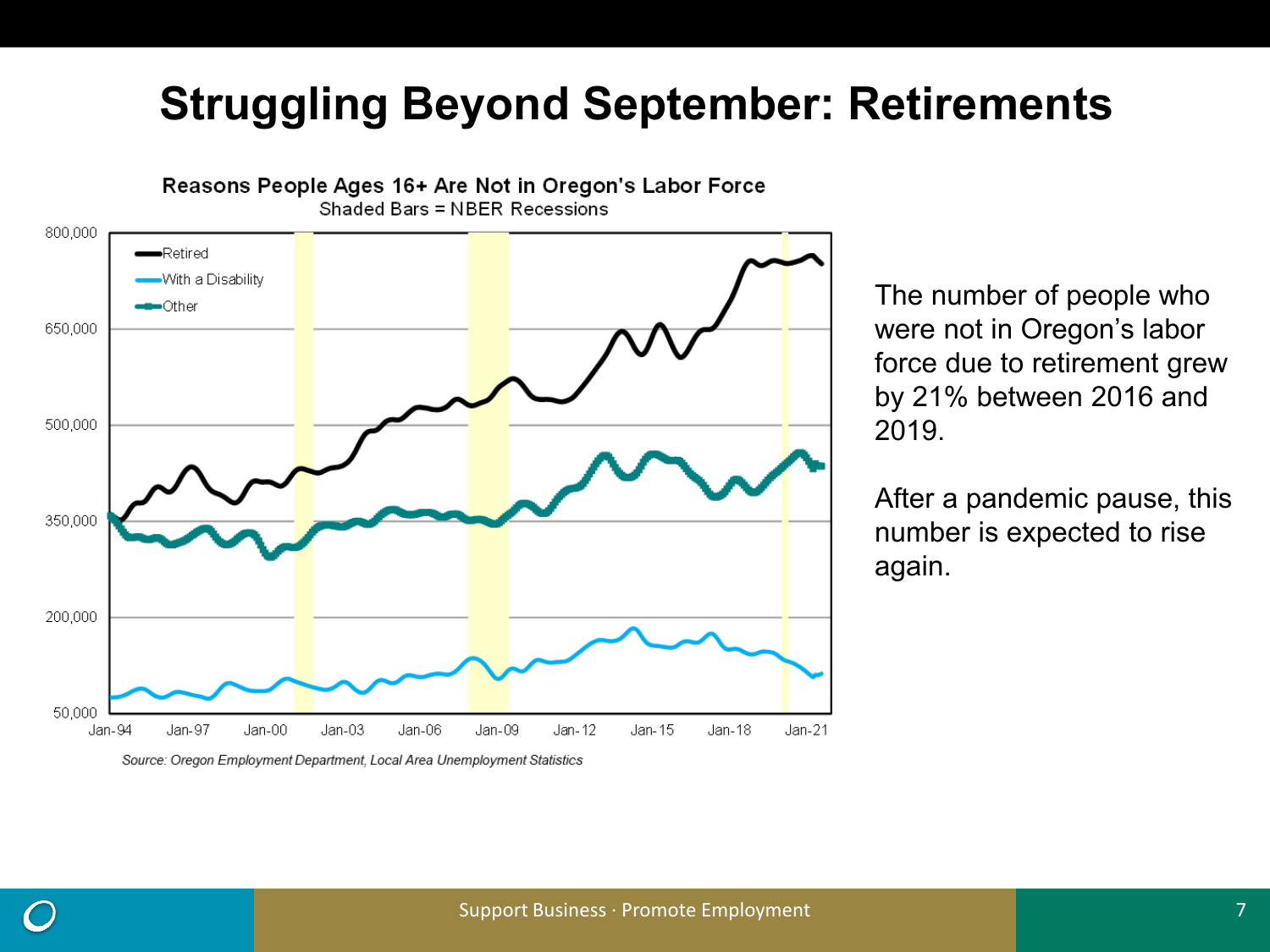# Struggling Beyond September: Retirements

**Reasons People Ages 16+ Are Not in Oregon's Labor Force**
Shaded Bars = NBER Recessions

*Source: Oregon Employment Department, Local Area Unemployment Statistics*

The number of people who were not in Oregon's labor force due to retirement grew by 21% between 2016 and 2019.

After a pandemic pause, this number is expected to rise again.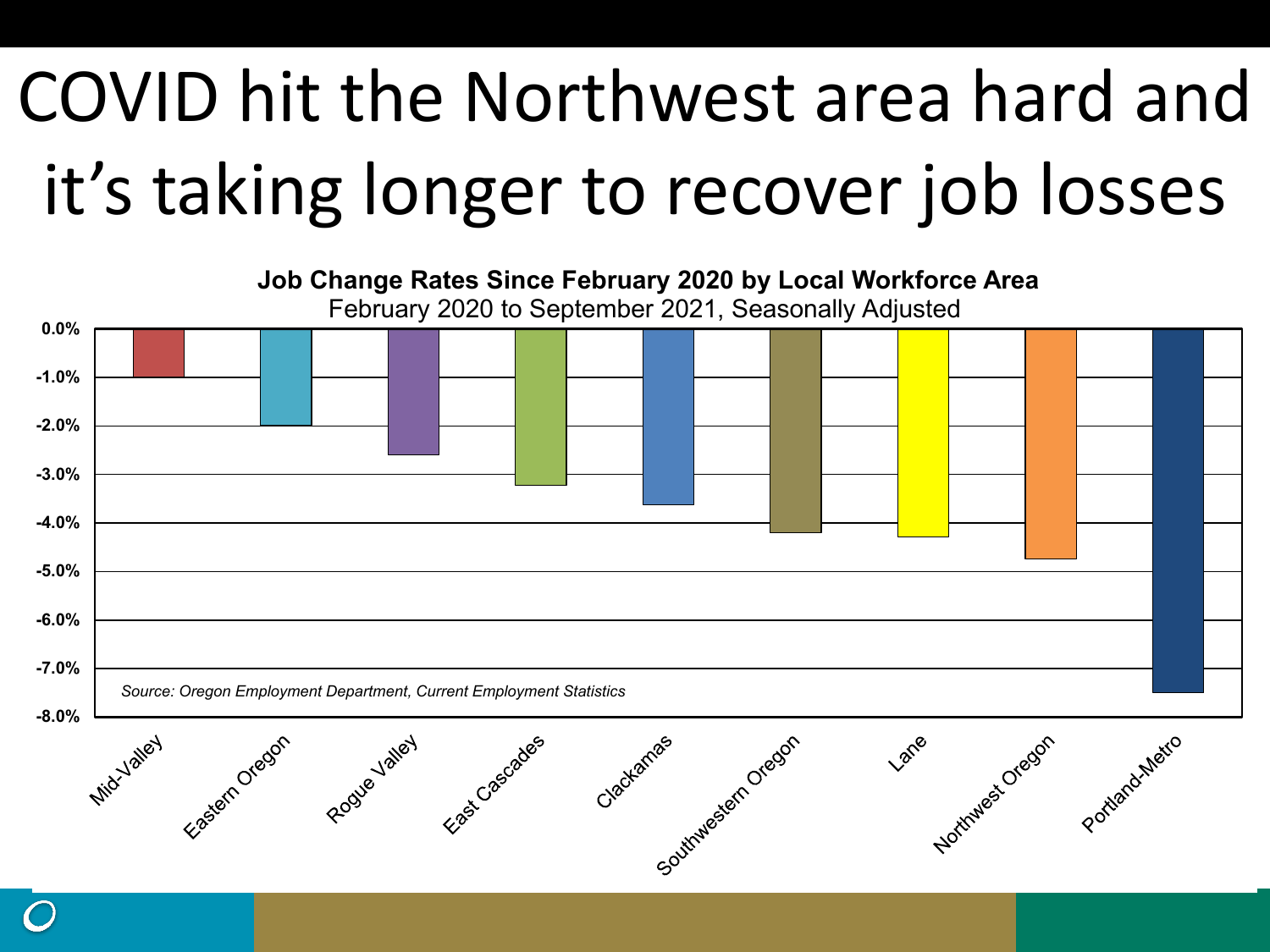# COVID hit the Northwest area hard and it's taking longer to recover job losses

**Job Change Rates Since February 2020 by Local Workforce Area**
February 2020 to September 2021, Seasonally Adjusted

| Local Workforce Area | Job Change Rate |
|---|---|
| Mid-Valley | -1.0% |
| Eastern Oregon | -2.0% |
| Rogue Valley | -2.6% |
| East Cascades | -3.2% |
| Clackamas | -3.6% |
| Southwestern Oregon | -4.2% |
| Lane | -4.3% |
| Northwest Oregon | -4.7% |
| Portland-Metro | -7.5% |

*Source: Oregon Employment Department, Current Employment Statistics*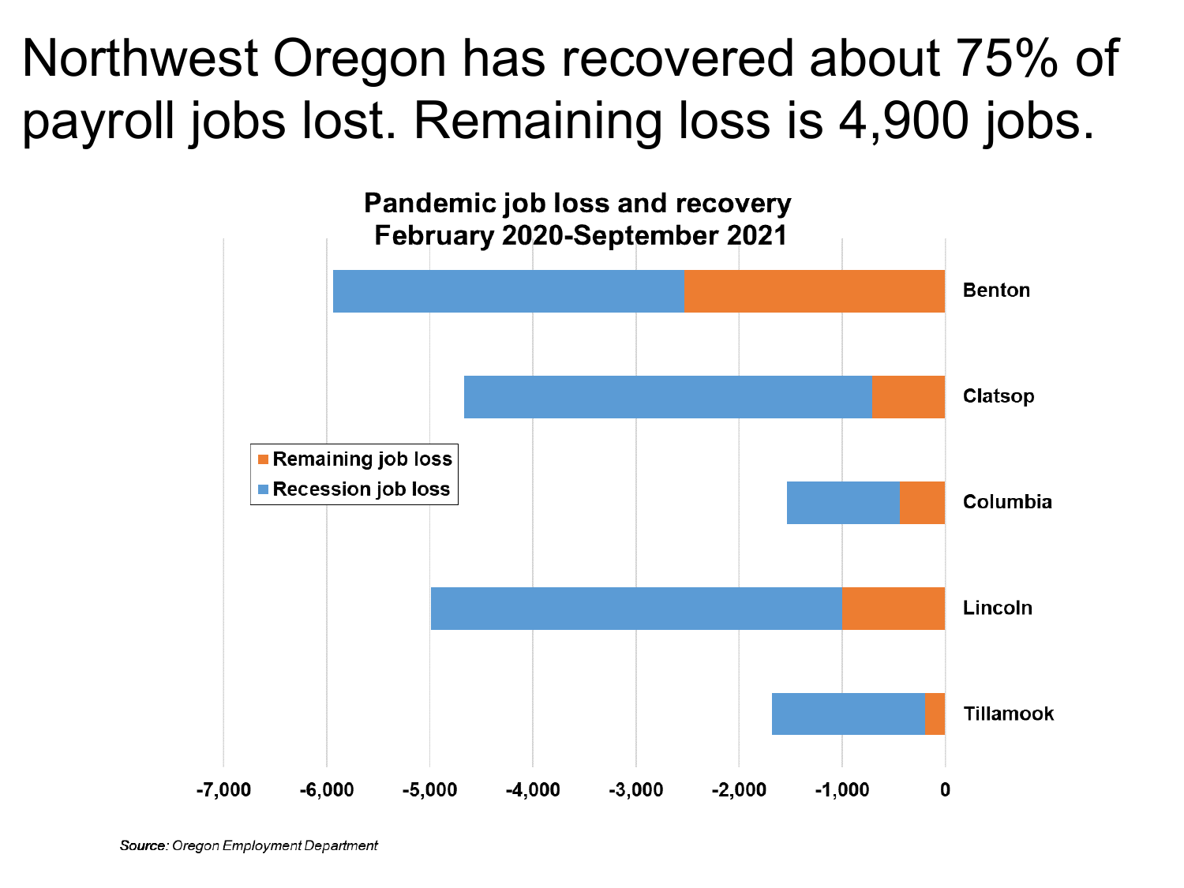# Northwest Oregon has recovered about 75% of payroll jobs lost. Remaining loss is 4,900 jobs.

**Pandemic job loss and recovery February 2020-September 2021**

- Remaining job loss
- Recession job loss

Benton

Clatsop

Columbia

Lincoln

Tillamook

-7,000 -6,000 -5,000 -4,000 -3,000 -2,000 -1,000 0

*Source: Oregon Employment Department*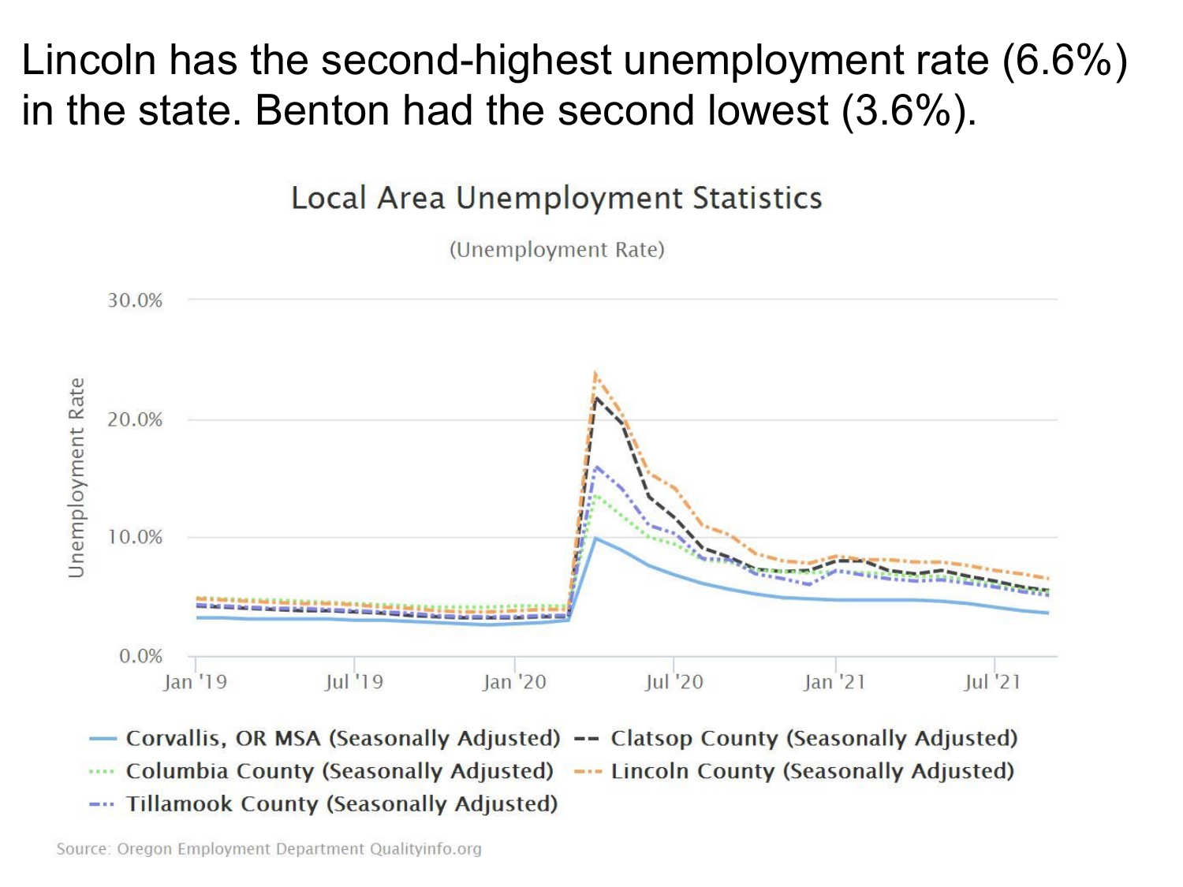# Lincoln has the second-highest unemployment rate (6.6%) in the state. Benton had the second lowest (3.6%).

Local Area Unemployment Statistics

(Unemployment Rate)

Corvallis, OR MSA (Seasonally Adjusted) — Clatsop County (Seasonally Adjusted) — Columbia County (Seasonally Adjusted) — Lincoln County (Seasonally Adjusted) — Tillamook County (Seasonally Adjusted)

Source: Oregon Employment Department Qualityinfo.org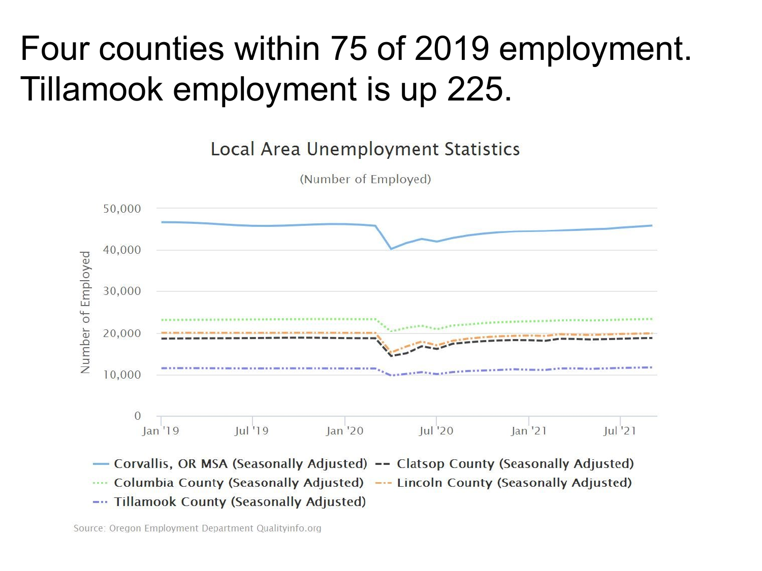# Four counties within 75 of 2019 employment. Tillamook employment is up 225.

Local Area Unemployment Statistics

(Number of Employed)

Number of Employed

50,000
40,000
30,000
20,000
10,000
0

Jan '19 Jul '19 Jan '20 Jul '20 Jan '21 Jul '21

Corvallis, OR MSA (Seasonally Adjusted)
Clatsop County (Seasonally Adjusted)
Columbia County (Seasonally Adjusted)
Lincoln County (Seasonally Adjusted)
Tillamook County (Seasonally Adjusted)

Source: Oregon Employment Department Qualityinfo.org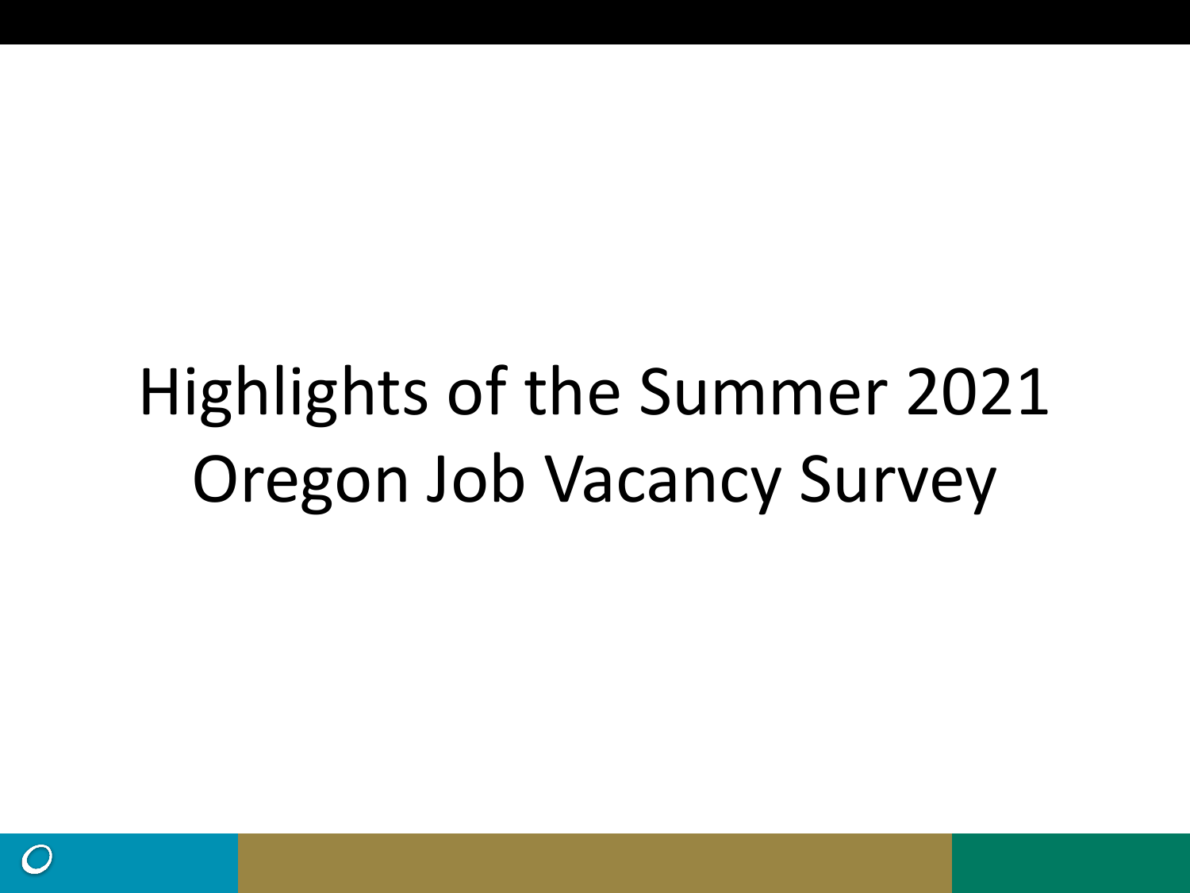# Highlights of the Summer 2021 Oregon Job Vacancy Survey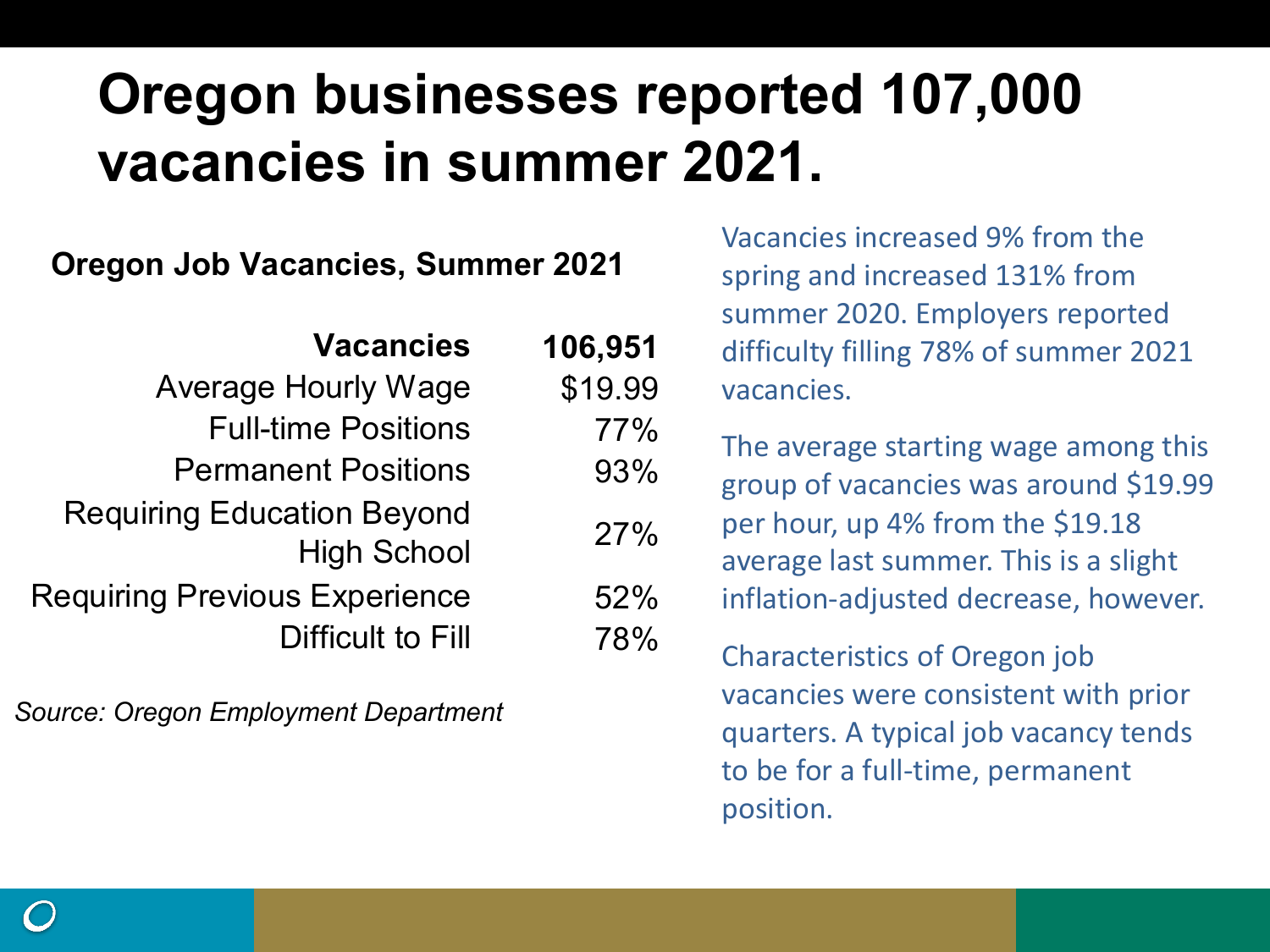# Oregon businesses reported 107,000 vacancies in summer 2021.

**Oregon Job Vacancies, Summer 2021**

| **Vacancies** | **106,951** |
|---|---|
| Average Hourly Wage | $19.99 |
| Full-time Positions | 77% |
| Permanent Positions | 93% |
| Requiring Education Beyond High School | 27% |
| Requiring Previous Experience | 52% |
| Difficult to Fill | 78% |

*Source: Oregon Employment Department*

Vacancies increased 9% from the spring and increased 131% from summer 2020. Employers reported difficulty filling 78% of summer 2021 vacancies.

The average starting wage among this group of vacancies was around $19.99 per hour, up 4% from the $19.18 average last summer. This is a slight inflation-adjusted decrease, however.

Characteristics of Oregon job vacancies were consistent with prior quarters. A typical job vacancy tends to be for a full-time, permanent position.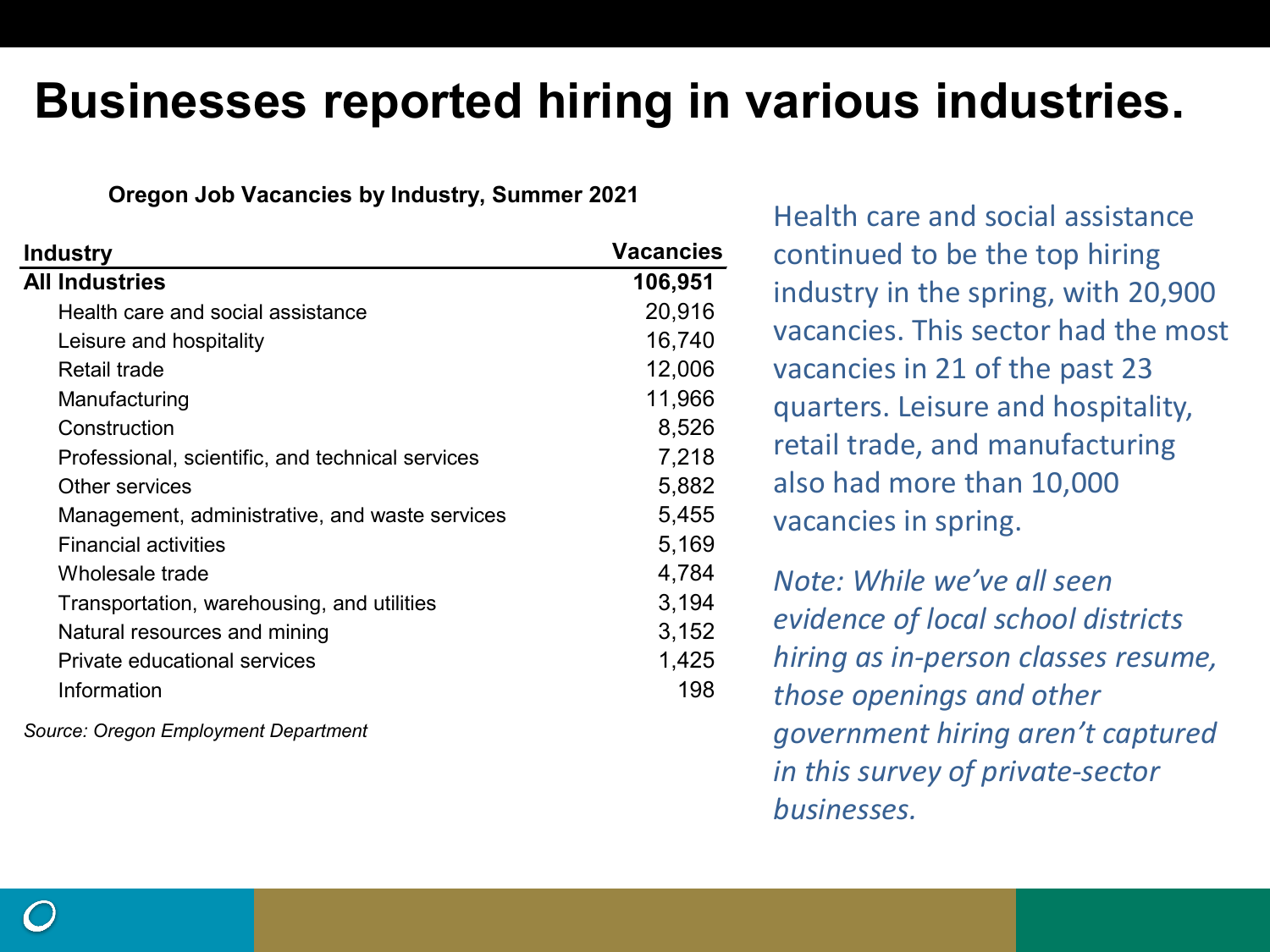# Businesses reported hiring in various industries.

**Oregon Job Vacancies by Industry, Summer 2021**

| Industry | Vacancies |
| --- | --- |
| **All Industries** | **106,951** |
| Health care and social assistance | 20,916 |
| Leisure and hospitality | 16,740 |
| Retail trade | 12,006 |
| Manufacturing | 11,966 |
| Construction | 8,526 |
| Professional, scientific, and technical services | 7,218 |
| Other services | 5,882 |
| Management, administrative, and waste services | 5,455 |
| Financial activities | 5,169 |
| Wholesale trade | 4,784 |
| Transportation, warehousing, and utilities | 3,194 |
| Natural resources and mining | 3,152 |
| Private educational services | 1,425 |
| Information | 198 |

*Source: Oregon Employment Department*

Health care and social assistance continued to be the top hiring industry in the spring, with 20,900 vacancies. This sector had the most vacancies in 21 of the past 23 quarters. Leisure and hospitality, retail trade, and manufacturing also had more than 10,000 vacancies in spring.

*Note: While we've all seen evidence of local school districts hiring as in-person classes resume, those openings and other government hiring aren't captured in this survey of private-sector businesses.*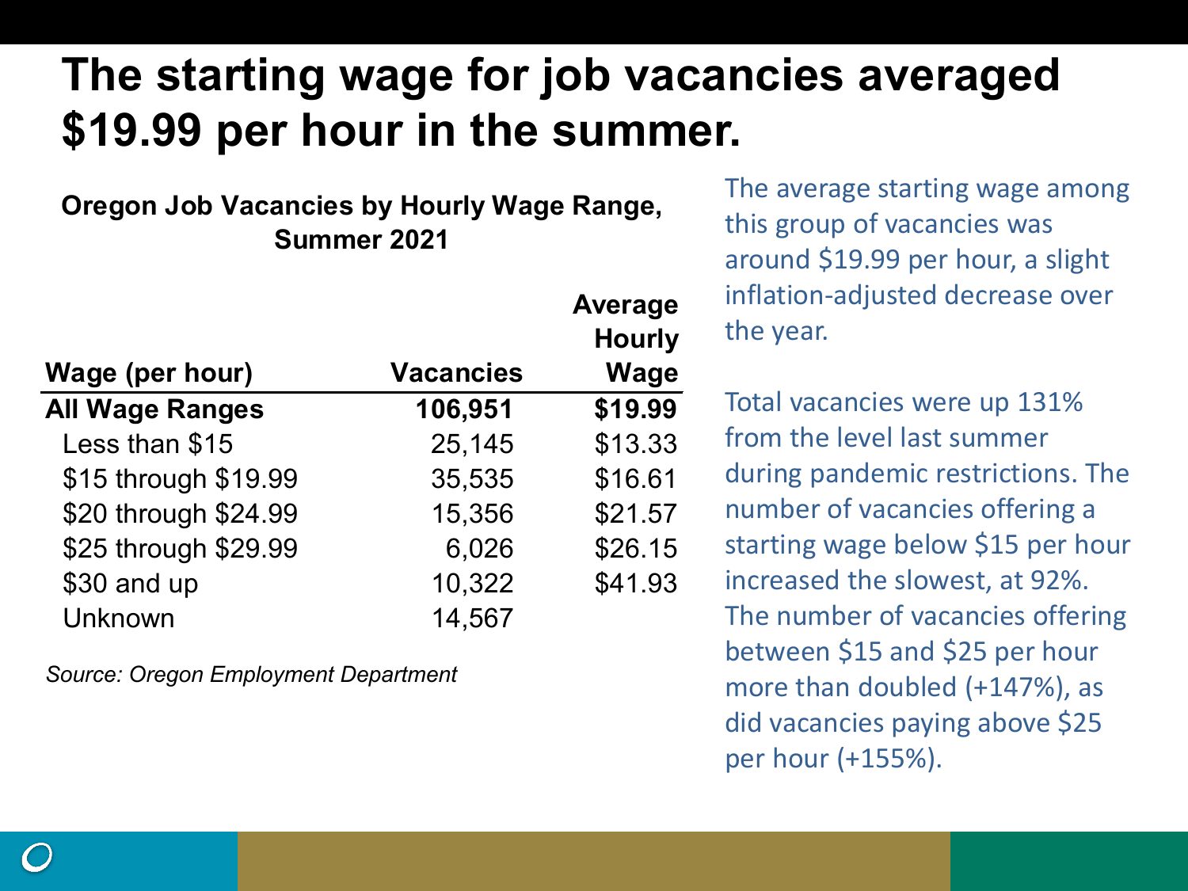# The starting wage for job vacancies averaged $19.99 per hour in the summer.

**Oregon Job Vacancies by Hourly Wage Range, Summer 2021**

| Wage (per hour) | Vacancies | Average Hourly Wage |
|---|---|---|
| **All Wage Ranges** | **106,951** | **$19.99** |
| Less than $15 | 25,145 | $13.33 |
| $15 through $19.99 | 35,535 | $16.61 |
| $20 through $24.99 | 15,356 | $21.57 |
| $25 through $29.99 | 6,026 | $26.15 |
| $30 and up | 10,322 | $41.93 |
| Unknown | 14,567 | |

*Source: Oregon Employment Department*

The average starting wage among this group of vacancies was around $19.99 per hour, a slight inflation-adjusted decrease over the year.

Total vacancies were up 131% from the level last summer during pandemic restrictions. The number of vacancies offering a starting wage below $15 per hour increased the slowest, at 92%. The number of vacancies offering between $15 and $25 per hour more than doubled (+147%), as did vacancies paying above $25 per hour (+155%).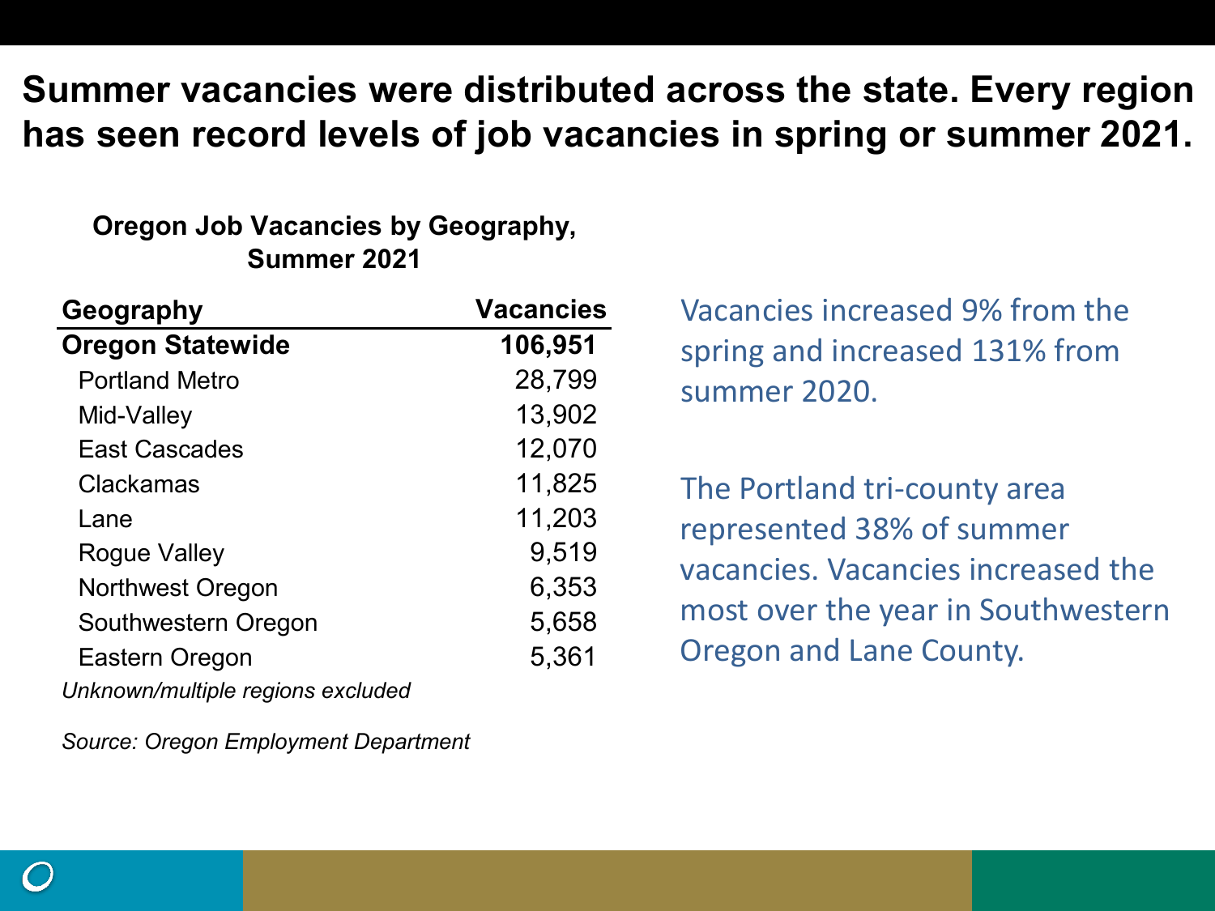# Summer vacancies were distributed across the state. Every region has seen record levels of job vacancies in spring or summer 2021.

**Oregon Job Vacancies by Geography, Summer 2021**

| Geography | Vacancies |
|---|---|
| **Oregon Statewide** | **106,951** |
| Portland Metro | 28,799 |
| Mid-Valley | 13,902 |
| East Cascades | 12,070 |
| Clackamas | 11,825 |
| Lane | 11,203 |
| Rogue Valley | 9,519 |
| Northwest Oregon | 6,353 |
| Southwestern Oregon | 5,658 |
| Eastern Oregon | 5,361 |

*Unknown/multiple regions excluded*

*Source: Oregon Employment Department*

Vacancies increased 9% from the spring and increased 131% from summer 2020.

The Portland tri-county area represented 38% of summer vacancies. Vacancies increased the most over the year in Southwestern Oregon and Lane County.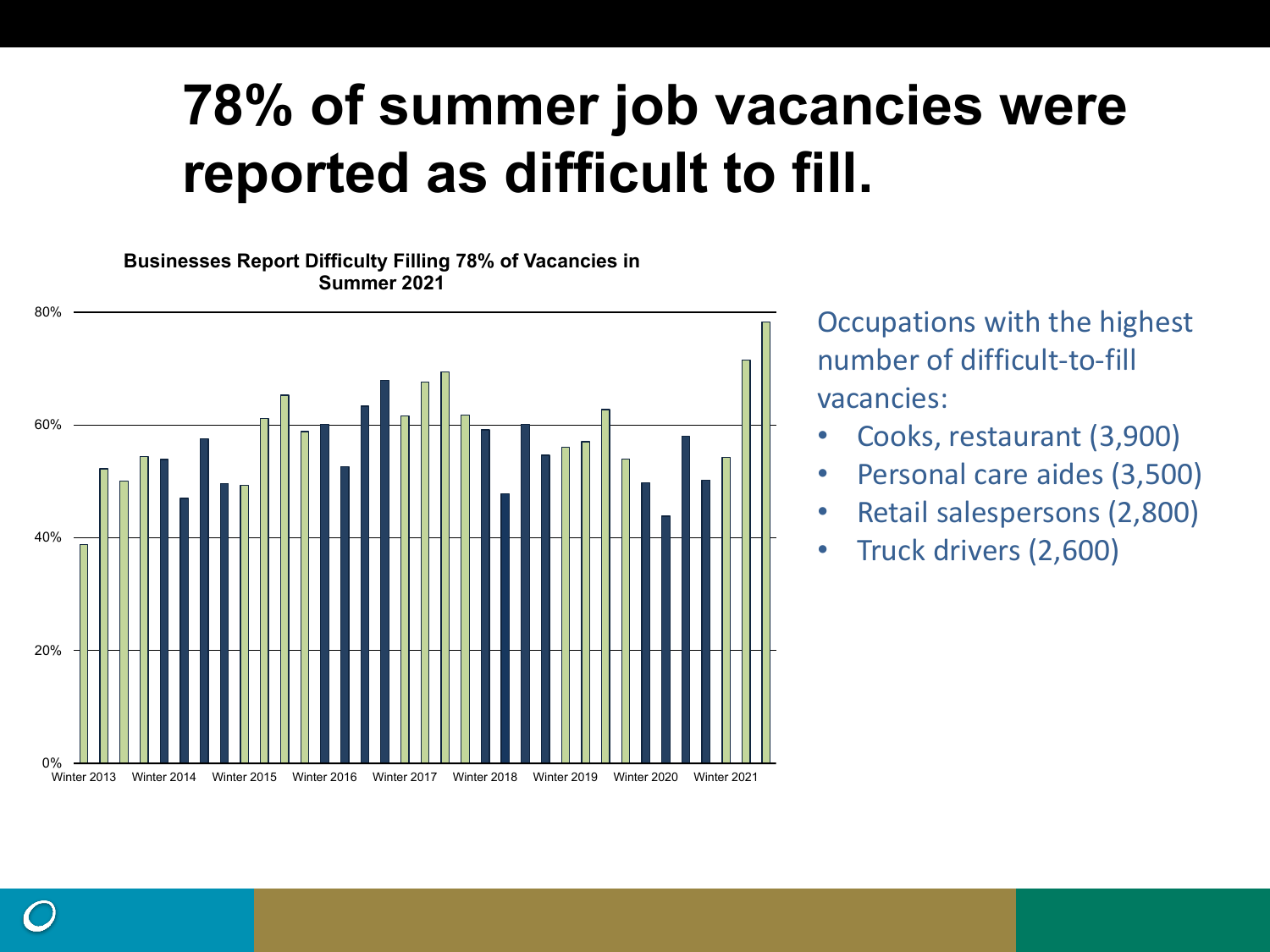# 78% of summer job vacancies were reported as difficult to fill.

**Businesses Report Difficulty Filling 78% of Vacancies in Summer 2021**

80%
60%
40%
20%
0%

Winter 2013 | Winter 2014 | Winter 2015 | Winter 2016 | Winter 2017 | Winter 2018 | Winter 2019 | Winter 2020 | Winter 2021

Occupations with the highest number of difficult-to-fill vacancies:

- Cooks, restaurant (3,900)
- Personal care aides (3,500)
- Retail salespersons (2,800)
- Truck drivers (2,600)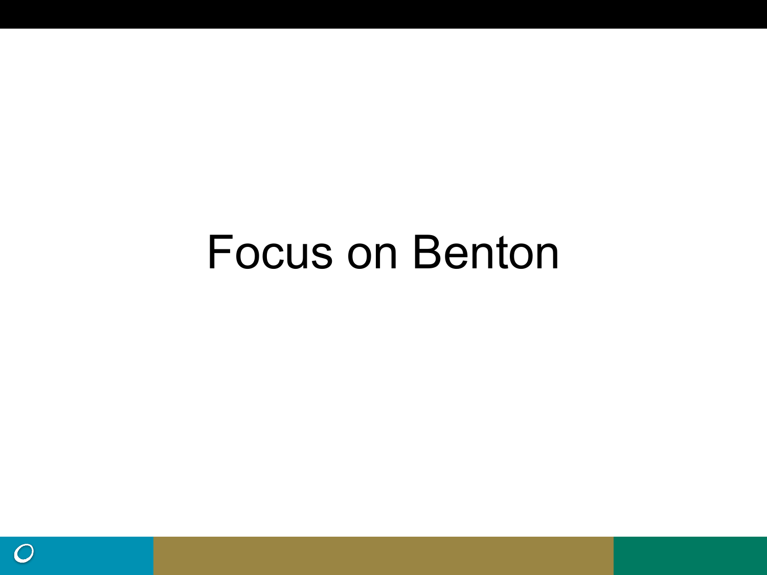# Focus on Benton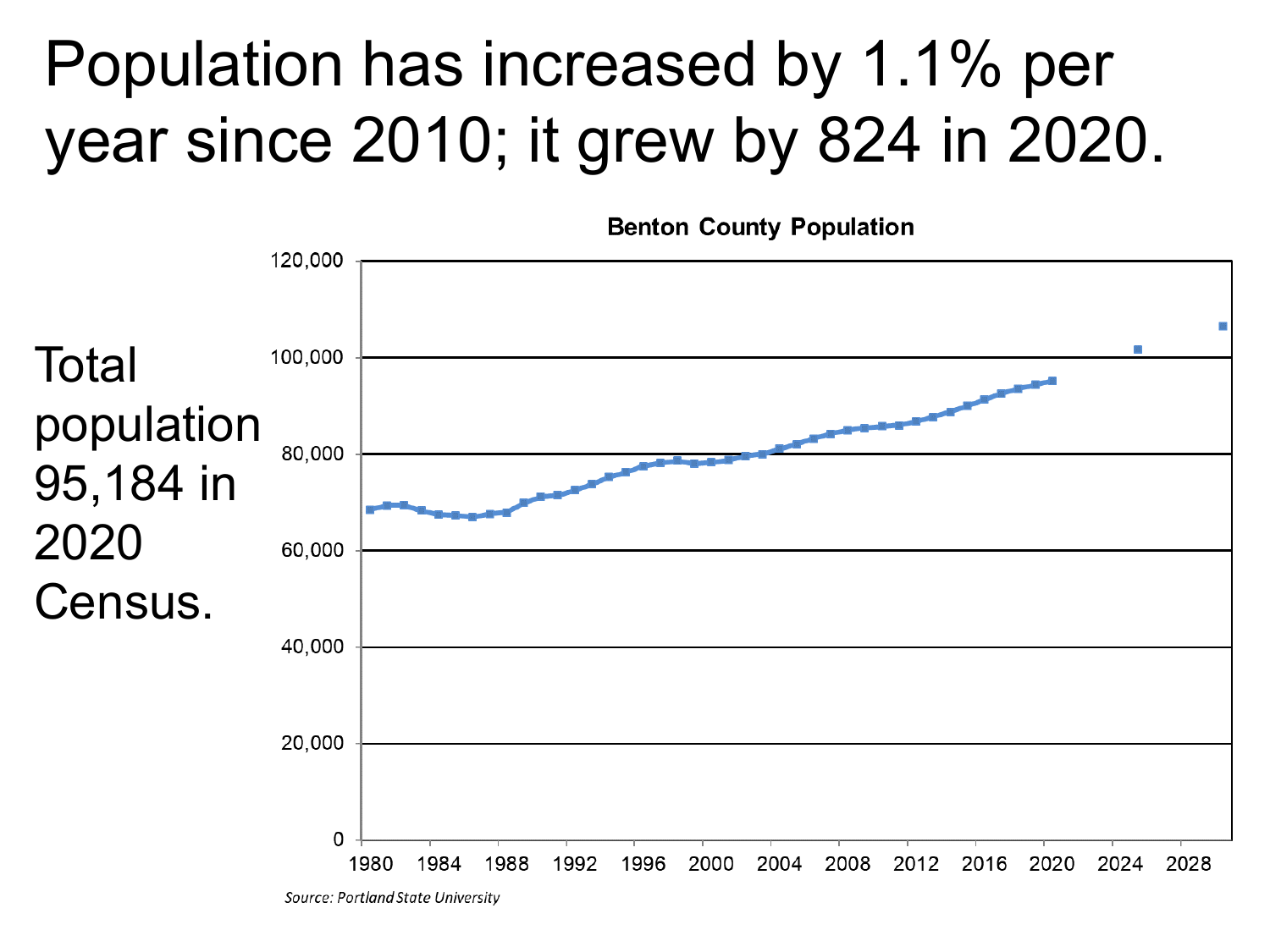# Population has increased by 1.1% per year since 2010; it grew by 824 in 2020.

Total population 95,184 in 2020 Census.

**Benton County Population**

Source: Portland State University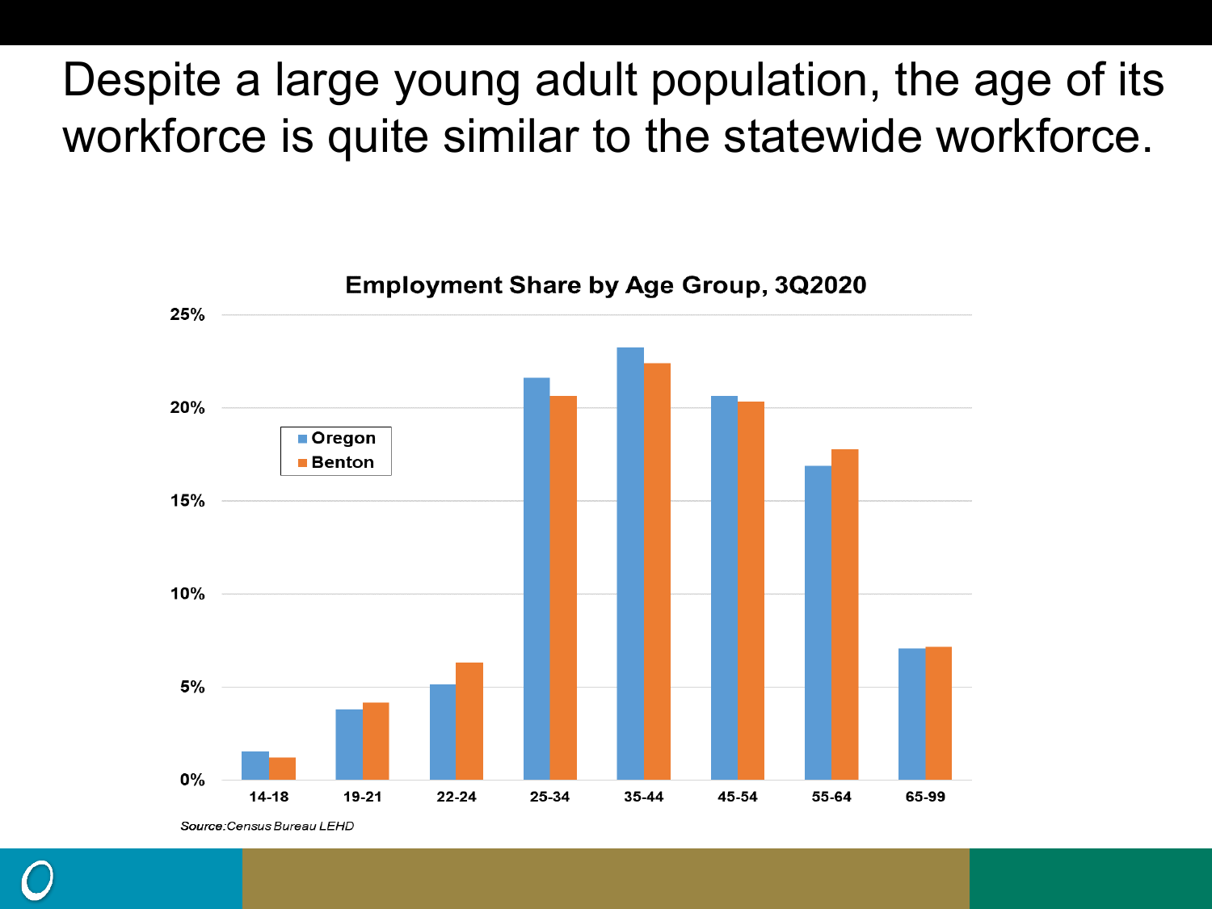# Despite a large young adult population, the age of its workforce is quite similar to the statewide workforce.

**Employment Share by Age Group, 3Q2020**

| Age Group | Oregon | Benton |
|---|---|---|
| 14-18 | 1.5% | 1.2% |
| 19-21 | 3.8% | 4.2% |
| 22-24 | 5.1% | 6.3% |
| 25-34 | 21.6% | 20.6% |
| 35-44 | 23.2% | 22.4% |
| 45-54 | 20.6% | 20.3% |
| 55-64 | 16.9% | 17.8% |
| 65-99 | 7.1% | 7.2% |

*Source: Census Bureau LEHD*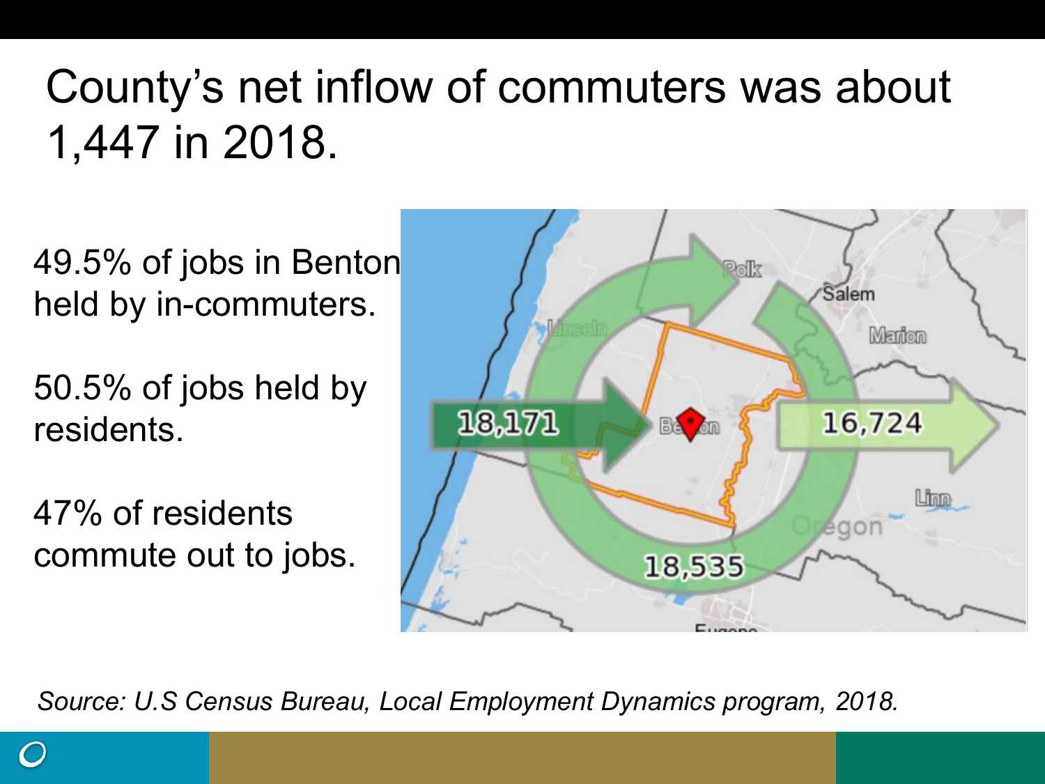# County's net inflow of commuters was about 1,447 in 2018.

49.5% of jobs in Benton held by in-commuters.

50.5% of jobs held by residents.

47% of residents commute out to jobs.

*Source: U.S Census Bureau, Local Employment Dynamics program, 2018.*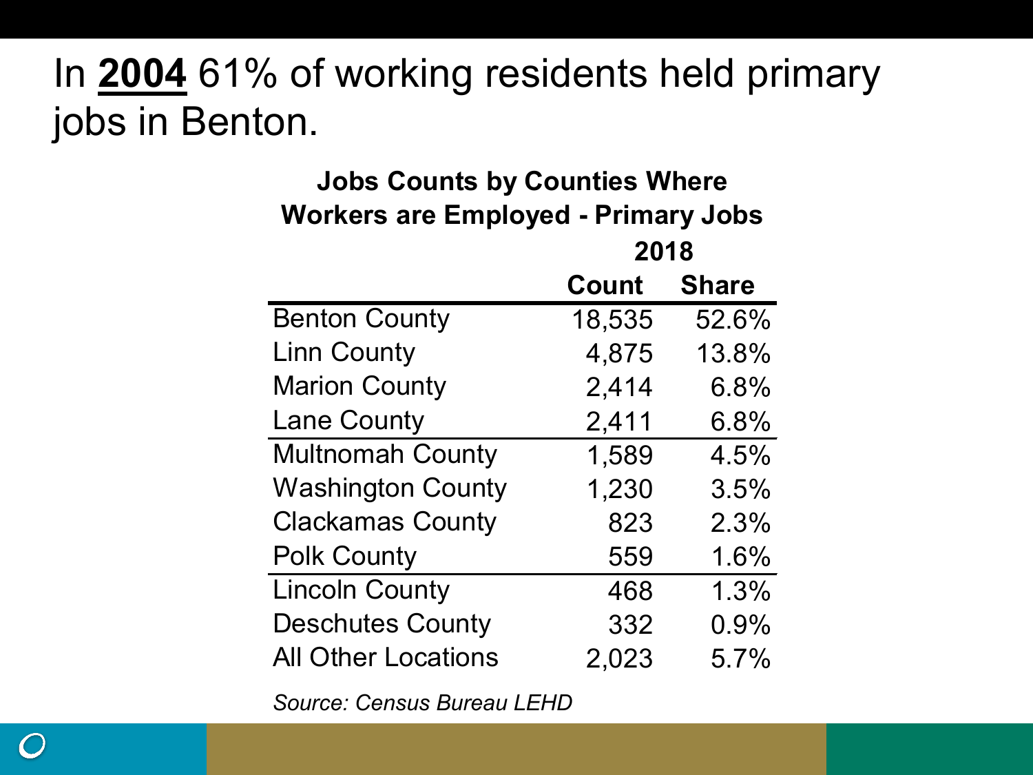# In **2004** 61% of working residents held primary jobs in Benton.

**Jobs Counts by Counties Where Workers are Employed - Primary Jobs**

| | 2018 | |
|---|---|---|
| | **Count** | **Share** |
| Benton County | 18,535 | 52.6% |
| Linn County | 4,875 | 13.8% |
| Marion County | 2,414 | 6.8% |
| Lane County | 2,411 | 6.8% |
| Multnomah County | 1,589 | 4.5% |
| Washington County | 1,230 | 3.5% |
| Clackamas County | 823 | 2.3% |
| Polk County | 559 | 1.6% |
| Lincoln County | 468 | 1.3% |
| Deschutes County | 332 | 0.9% |
| All Other Locations | 2,023 | 5.7% |

*Source: Census Bureau LEHD*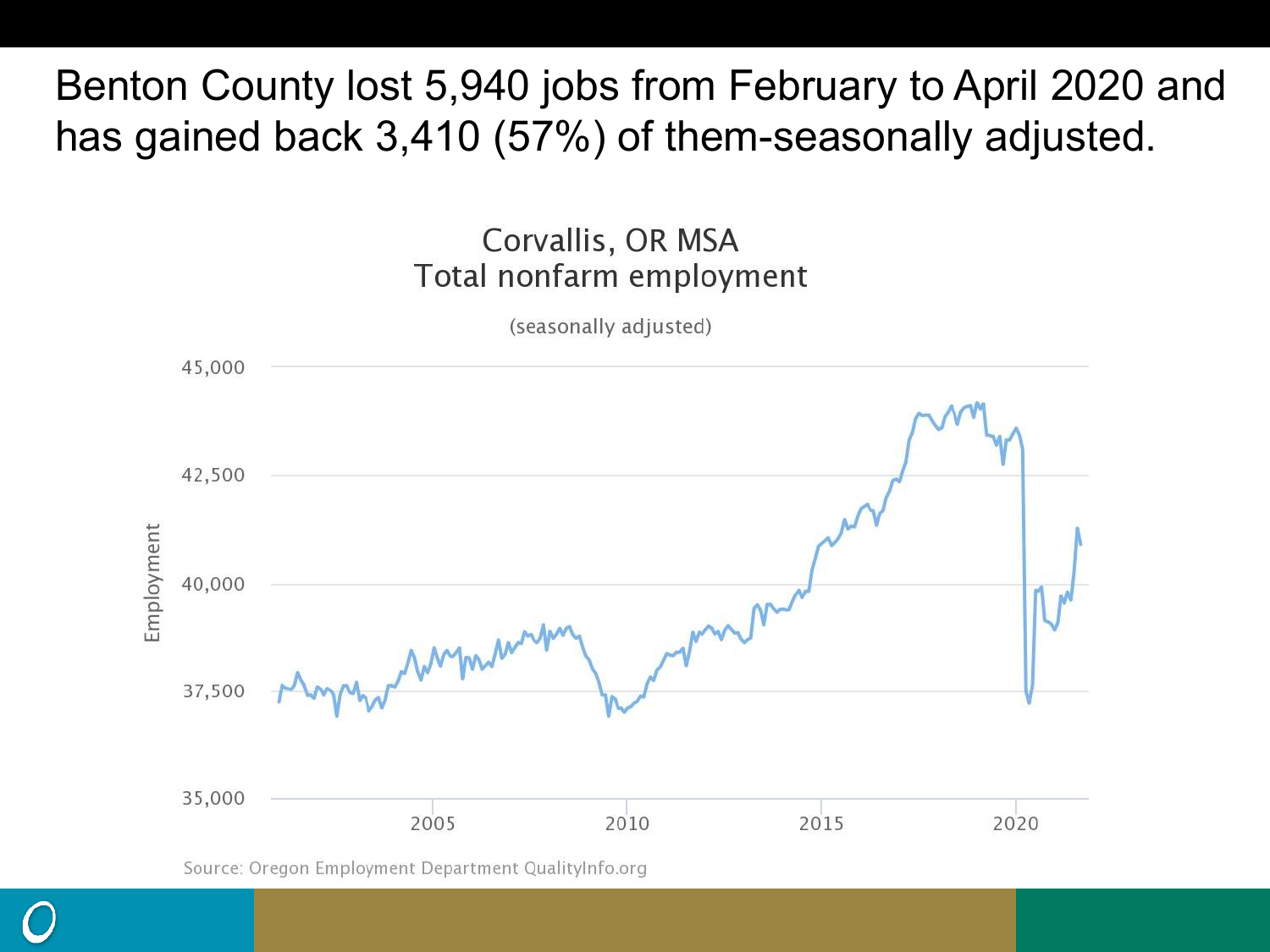# Benton County lost 5,940 jobs from February to April 2020 and has gained back 3,410 (57%) of them-seasonally adjusted.

Corvallis, OR MSA
Total nonfarm employment

(seasonally adjusted)

Source: Oregon Employment Department QualityInfo.org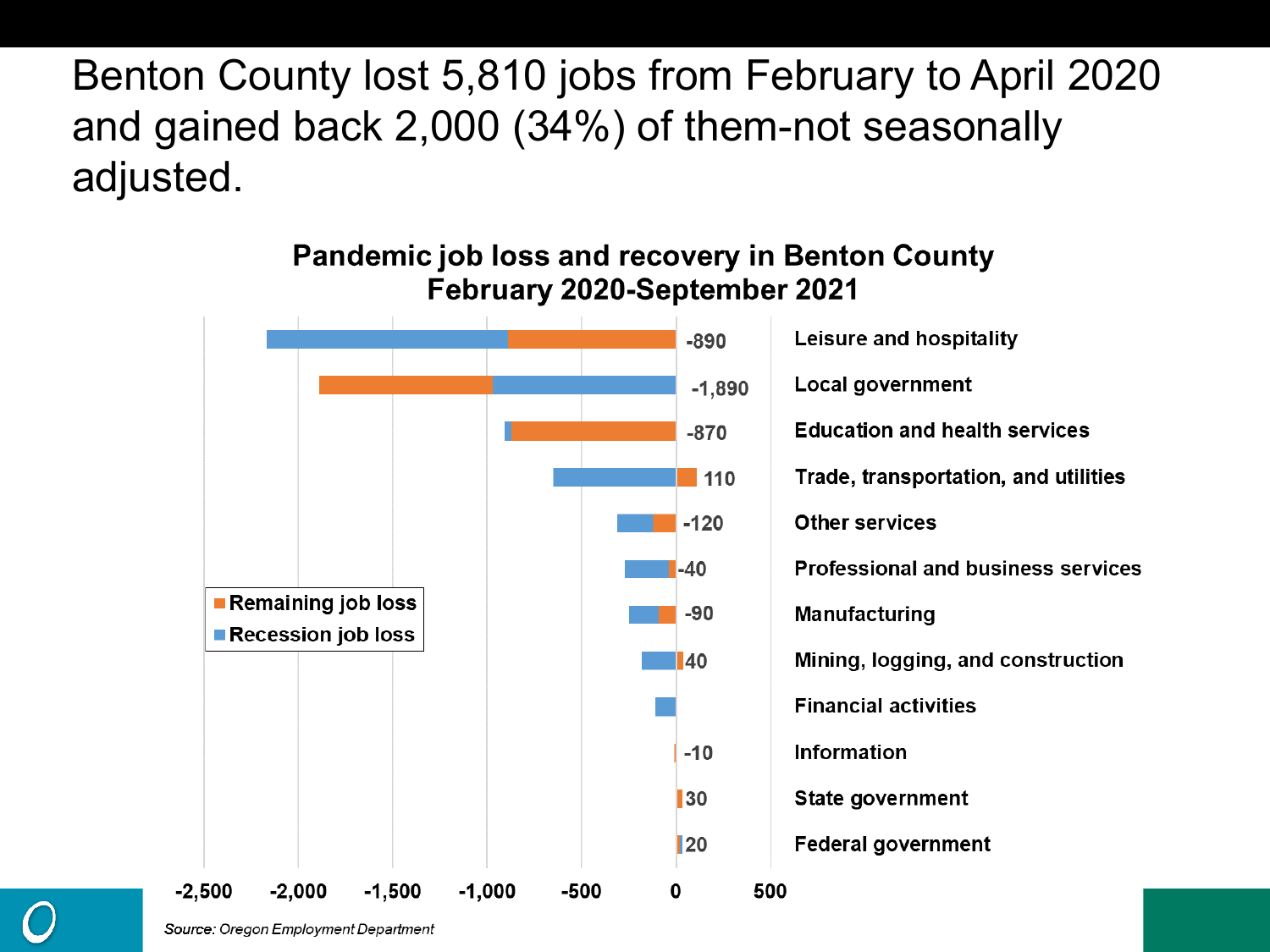# Benton County lost 5,810 jobs from February to April 2020 and gained back 2,000 (34%) of them-not seasonally adjusted.

**Pandemic job loss and recovery in Benton County February 2020-September 2021**

| Industry | Remaining job loss |
|---|---|
| Leisure and hospitality | -890 |
| Local government | -1,890 |
| Education and health services | -870 |
| Trade, transportation, and utilities | 110 |
| Other services | -120 |
| Professional and business services | -40 |
| Manufacturing | -90 |
| Mining, logging, and construction | 40 |
| Financial activities | |
| Information | -10 |
| State government | 30 |
| Federal government | 20 |

Legend: Remaining job loss; Recession job loss

*Source: Oregon Employment Department*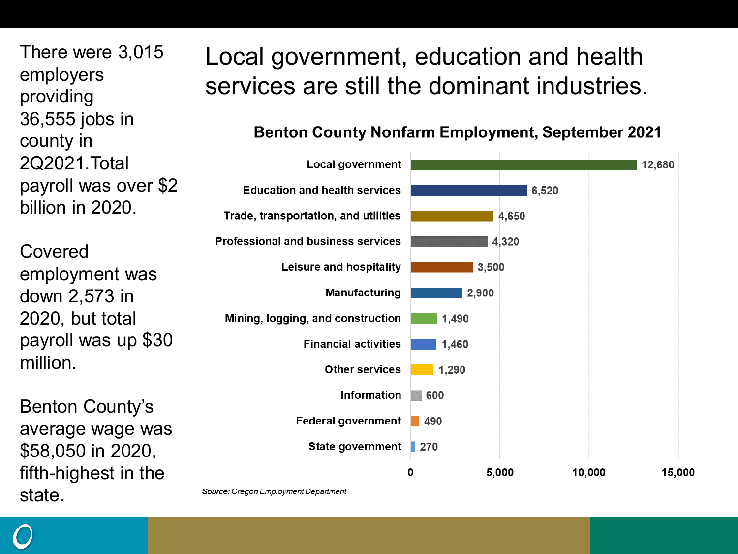# Local government, education and health services are still the dominant industries.

There were 3,015 employers providing 36,555 jobs in county in 2Q2021.Total payroll was over $2 billion in 2020.

Covered employment was down 2,573 in 2020, but total payroll was up $30 million.

Benton County's average wage was $58,050 in 2020, fifth-highest in the state.

**Benton County Nonfarm Employment, September 2021**

| Industry | Employment |
|---|---|
| Local government | 12,680 |
| Education and health services | 6,520 |
| Trade, transportation, and utilities | 4,650 |
| Professional and business services | 4,320 |
| Leisure and hospitality | 3,500 |
| Manufacturing | 2,900 |
| Mining, logging, and construction | 1,490 |
| Financial activities | 1,460 |
| Other services | 1,290 |
| Information | 600 |
| Federal government | 490 |
| State government | 270 |

***Source:*** *Oregon Employment Department*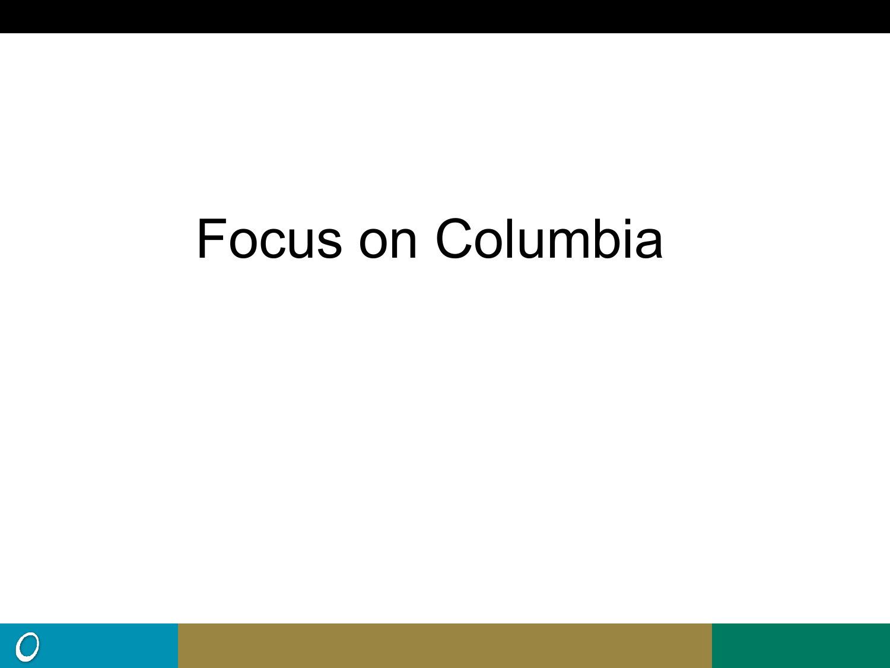# Focus on Columbia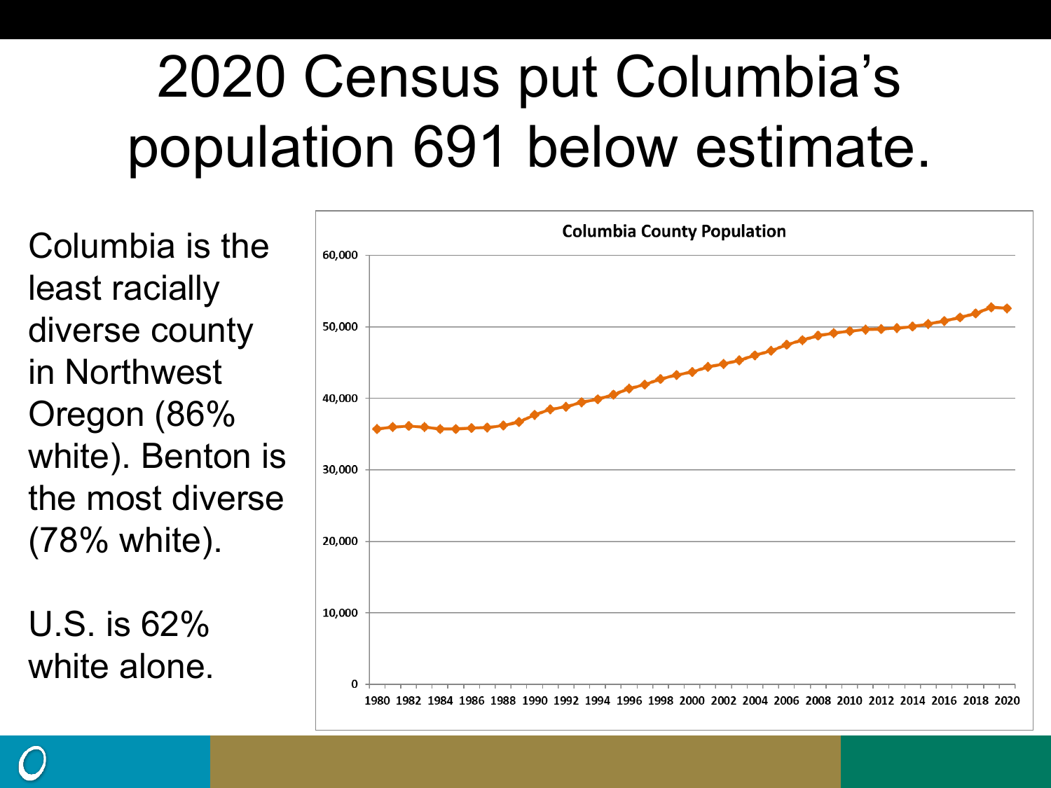# 2020 Census put Columbia's population 691 below estimate.

Columbia is the least racially diverse county in Northwest Oregon (86% white). Benton is the most diverse (78% white).

U.S. is 62% white alone.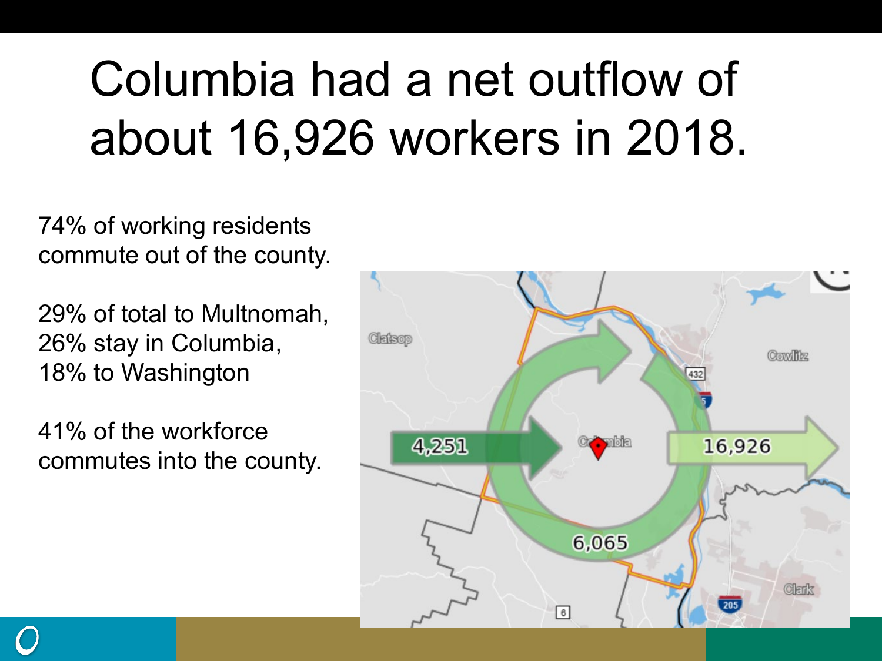# Columbia had a net outflow of about 16,926 workers in 2018.

74% of working residents commute out of the county.

29% of total to Multnomah,
26% stay in Columbia,
18% to Washington

41% of the workforce commutes into the county.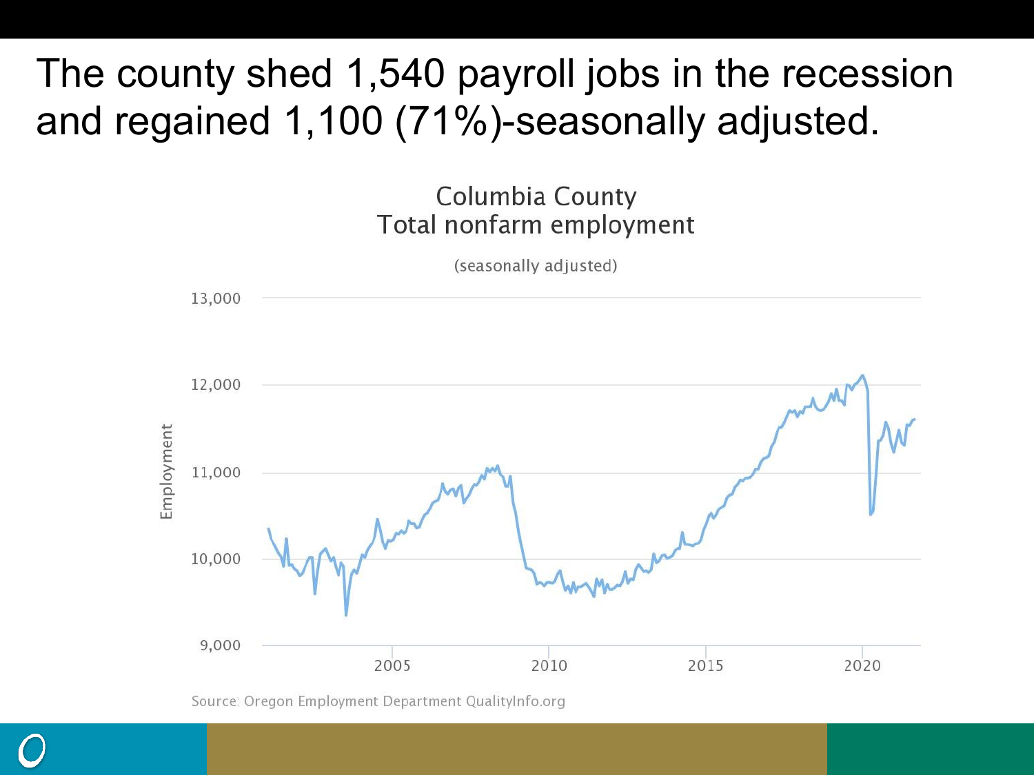# The county shed 1,540 payroll jobs in the recession and regained 1,100 (71%)-seasonally adjusted.

Columbia County
Total nonfarm employment

(seasonally adjusted)

Source: Oregon Employment Department QualityInfo.org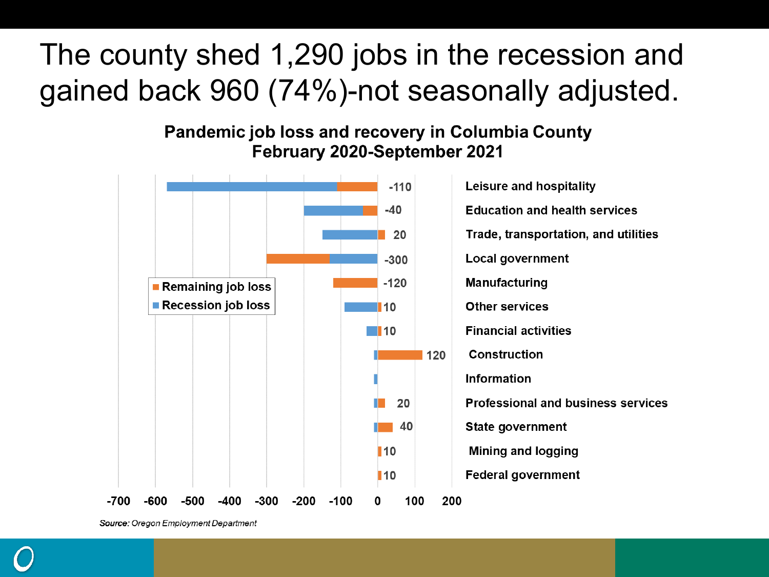# The county shed 1,290 jobs in the recession and gained back 960 (74%)-not seasonally adjusted.

**Pandemic job loss and recovery in Columbia County February 2020-September 2021**

| Industry | Remaining job loss |
|---|---|
| Leisure and hospitality | -110 |
| Education and health services | -40 |
| Trade, transportation, and utilities | 20 |
| Local government | -300 |
| Manufacturing | -120 |
| Other services | 10 |
| Financial activities | 10 |
| Construction | 120 |
| Information | |
| Professional and business services | 20 |
| State government | 40 |
| Mining and logging | 10 |
| Federal government | 10 |

Legend: Remaining job loss; Recession job loss

*Source: Oregon Employment Department*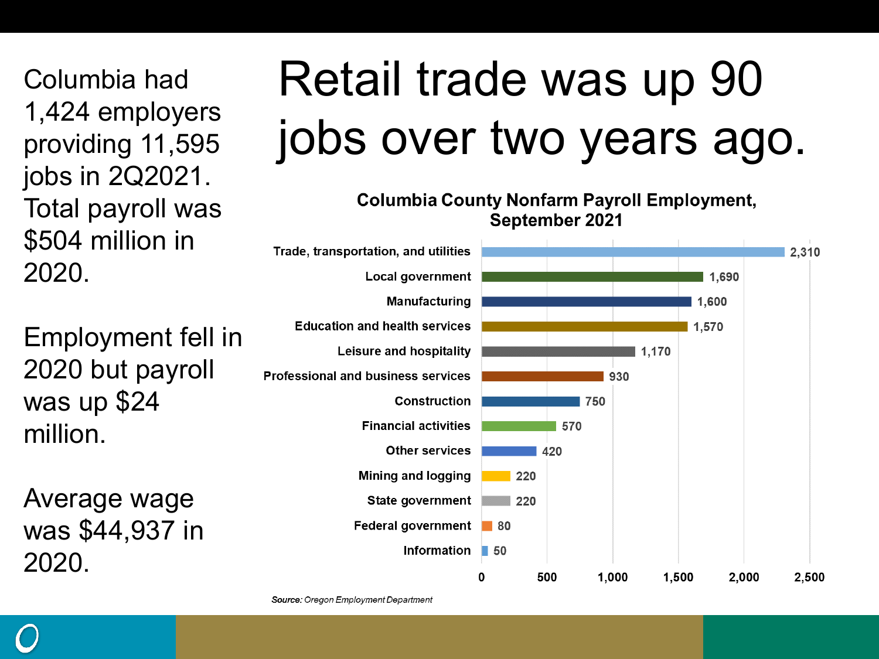# Retail trade was up 90 jobs over two years ago.

Columbia had 1,424 employers providing 11,595 jobs in 2Q2021. Total payroll was $504 million in 2020.

Employment fell in 2020 but payroll was up $24 million.

Average wage was $44,937 in 2020.

**Columbia County Nonfarm Payroll Employment, September 2021**

| Industry | Employment |
|---|---|
| Trade, transportation, and utilities | 2,310 |
| Local government | 1,690 |
| Manufacturing | 1,600 |
| Education and health services | 1,570 |
| Leisure and hospitality | 1,170 |
| Professional and business services | 930 |
| Construction | 750 |
| Financial activities | 570 |
| Other services | 420 |
| Mining and logging | 220 |
| State government | 220 |
| Federal government | 80 |
| Information | 50 |

*Source: Oregon Employment Department*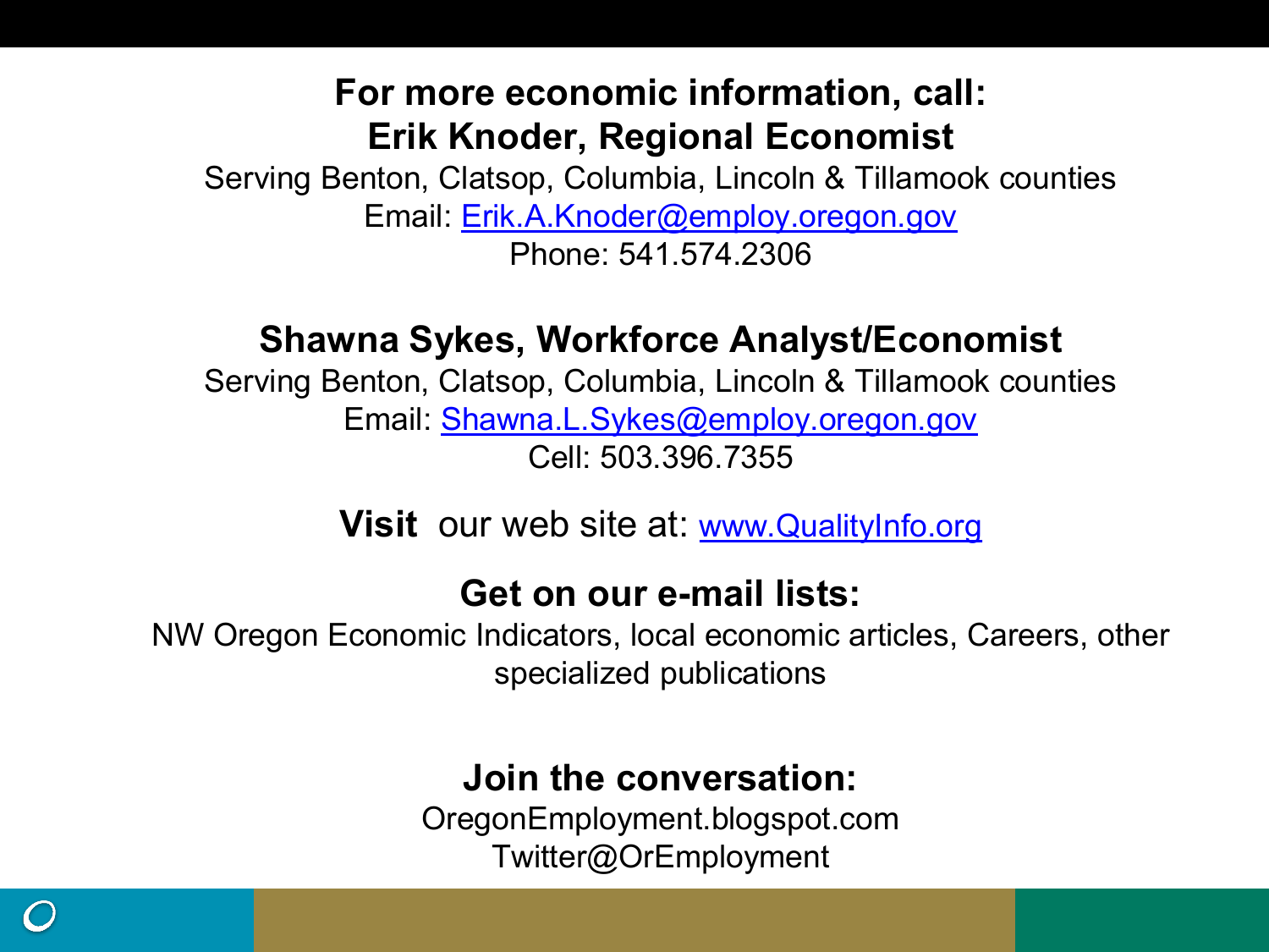**For more economic information, call:**

**Erik Knoder, Regional Economist**

Serving Benton, Clatsop, Columbia, Lincoln & Tillamook counties

Email: Erik.A.Knoder@employ.oregon.gov

Phone: 541.574.2306

**Shawna Sykes, Workforce Analyst/Economist**

Serving Benton, Clatsop, Columbia, Lincoln & Tillamook counties

Email: Shawna.L.Sykes@employ.oregon.gov

Cell: 503.396.7355

**Visit** our web site at: www.QualityInfo.org

**Get on our e-mail lists:**

NW Oregon Economic Indicators, local economic articles, Careers, other specialized publications

**Join the conversation:**

OregonEmployment.blogspot.com

Twitter@OrEmployment